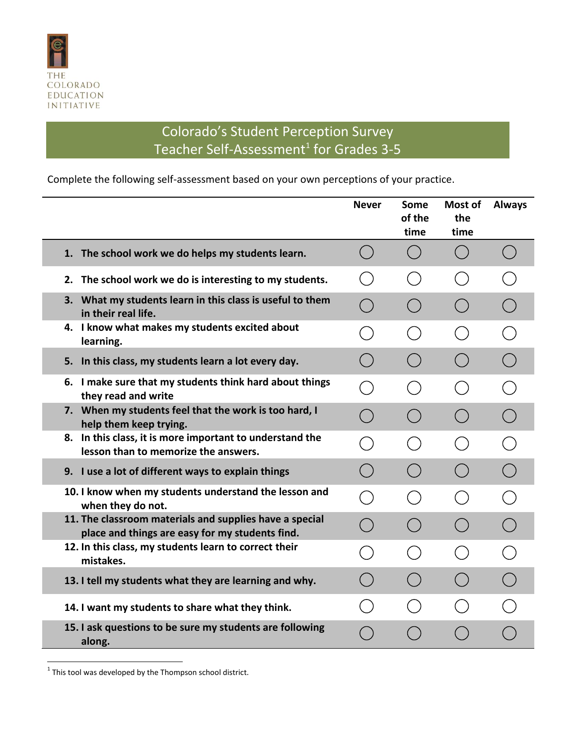THE COLORADO EDUCATION INITIATIVE

# Colorado's Student Perception Survey
## Teacher Self-Assessment[1] for Grades 3-5

Complete the following self-assessment based on your own perceptions of your practice.

| | Never | Some of the time | Most of the time | Always |
|---|---|---|---|---|
| **1. The school work we do helps my students learn.** | ◯ | ◯ | ◯ | ◯ |
| **2. The school work we do is interesting to my students.** | ◯ | ◯ | ◯ | ◯ |
| **3. What my students learn in this class is useful to them in their real life.** | ◯ | ◯ | ◯ | ◯ |
| **4. I know what makes my students excited about learning.** | ◯ | ◯ | ◯ | ◯ |
| **5. In this class, my students learn a lot every day.** | ◯ | ◯ | ◯ | ◯ |
| **6. I make sure that my students think hard about things they read and write** | ◯ | ◯ | ◯ | ◯ |
| **7. When my students feel that the work is too hard, I help them keep trying.** | ◯ | ◯ | ◯ | ◯ |
| **8. In this class, it is more important to understand the lesson than to memorize the answers.** | ◯ | ◯ | ◯ | ◯ |
| **9. I use a lot of different ways to explain things** | ◯ | ◯ | ◯ | ◯ |
| **10. I know when my students understand the lesson and when they do not.** | ◯ | ◯ | ◯ | ◯ |
| **11. The classroom materials and supplies have a special place and things are easy for my students find.** | ◯ | ◯ | ◯ | ◯ |
| **12. In this class, my students learn to correct their mistakes.** | ◯ | ◯ | ◯ | ◯ |
| **13. I tell my students what they are learning and why.** | ◯ | ◯ | ◯ | ◯ |
| **14. I want my students to share what they think.** | ◯ | ◯ | ◯ | ◯ |
| **15. I ask questions to be sure my students are following along.** | ◯ | ◯ | ◯ | ◯ |

[1] This tool was developed by the Thompson school district.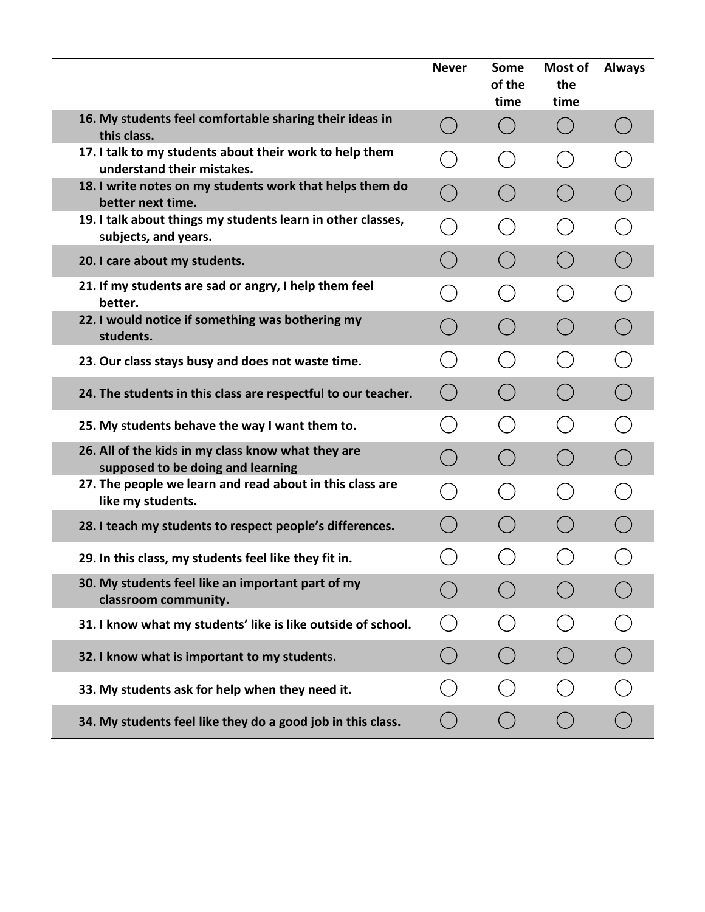| | Never | Some of the time | Most of the time | Always |
|---|---|---|---|---|
| **16. My students feel comfortable sharing their ideas in this class.** | ◯ | ◯ | ◯ | ◯ |
| **17. I talk to my students about their work to help them understand their mistakes.** | ◯ | ◯ | ◯ | ◯ |
| **18. I write notes on my students work that helps them do better next time.** | ◯ | ◯ | ◯ | ◯ |
| **19. I talk about things my students learn in other classes, subjects, and years.** | ◯ | ◯ | ◯ | ◯ |
| **20. I care about my students.** | ◯ | ◯ | ◯ | ◯ |
| **21. If my students are sad or angry, I help them feel better.** | ◯ | ◯ | ◯ | ◯ |
| **22. I would notice if something was bothering my students.** | ◯ | ◯ | ◯ | ◯ |
| **23. Our class stays busy and does not waste time.** | ◯ | ◯ | ◯ | ◯ |
| **24. The students in this class are respectful to our teacher.** | ◯ | ◯ | ◯ | ◯ |
| **25. My students behave the way I want them to.** | ◯ | ◯ | ◯ | ◯ |
| **26. All of the kids in my class know what they are supposed to be doing and learning** | ◯ | ◯ | ◯ | ◯ |
| **27. The people we learn and read about in this class are like my students.** | ◯ | ◯ | ◯ | ◯ |
| **28. I teach my students to respect people's differences.** | ◯ | ◯ | ◯ | ◯ |
| **29. In this class, my students feel like they fit in.** | ◯ | ◯ | ◯ | ◯ |
| **30. My students feel like an important part of my classroom community.** | ◯ | ◯ | ◯ | ◯ |
| **31. I know what my students' like is like outside of school.** | ◯ | ◯ | ◯ | ◯ |
| **32. I know what is important to my students.** | ◯ | ◯ | ◯ | ◯ |
| **33. My students ask for help when they need it.** | ◯ | ◯ | ◯ | ◯ |
| **34. My students feel like they do a good job in this class.** | ◯ | ◯ | ◯ | ◯ |